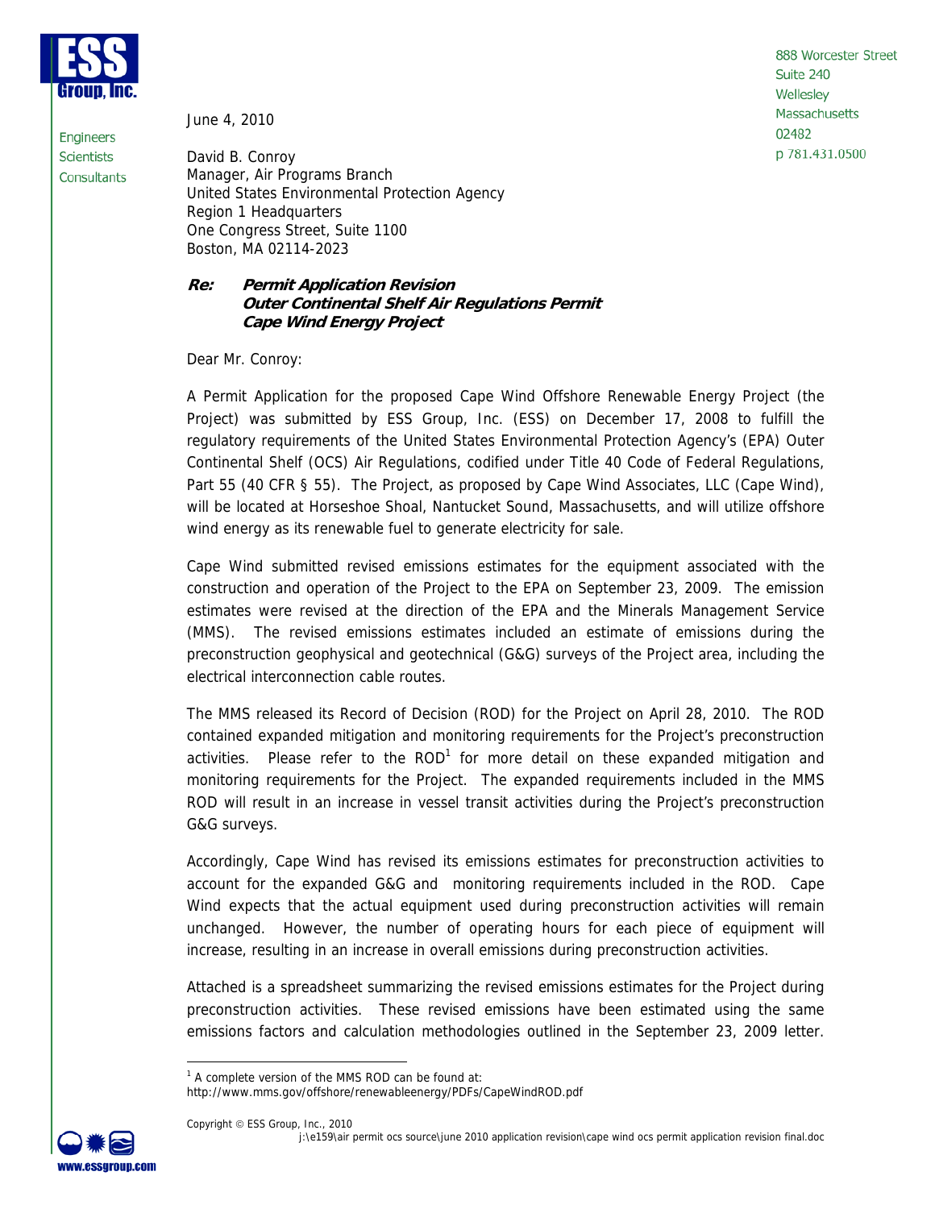ESS Group, Inc.

Engineers
Scientists
Consultants

888 Worcester Street
Suite 240
Wellesley
Massachusetts
02482
p 781.431.0500

June 4, 2010

David B. Conroy
Manager, Air Programs Branch
United States Environmental Protection Agency
Region 1 Headquarters
One Congress Street, Suite 1100
Boston, MA 02114-2023

***Re: Permit Application Revision***
***Outer Continental Shelf Air Regulations Permit***
***Cape Wind Energy Project***

Dear Mr. Conroy:

A Permit Application for the proposed Cape Wind Offshore Renewable Energy Project (the Project) was submitted by ESS Group, Inc. (ESS) on December 17, 2008 to fulfill the regulatory requirements of the United States Environmental Protection Agency's (EPA) Outer Continental Shelf (OCS) Air Regulations, codified under Title 40 Code of Federal Regulations, Part 55 (40 CFR § 55). The Project, as proposed by Cape Wind Associates, LLC (Cape Wind), will be located at Horseshoe Shoal, Nantucket Sound, Massachusetts, and will utilize offshore wind energy as its renewable fuel to generate electricity for sale.

Cape Wind submitted revised emissions estimates for the equipment associated with the construction and operation of the Project to the EPA on September 23, 2009. The emission estimates were revised at the direction of the EPA and the Minerals Management Service (MMS). The revised emissions estimates included an estimate of emissions during the preconstruction geophysical and geotechnical (G&G) surveys of the Project area, including the electrical interconnection cable routes.

The MMS released its Record of Decision (ROD) for the Project on April 28, 2010. The ROD contained expanded mitigation and monitoring requirements for the Project's preconstruction activities. Please refer to the ROD[1] for more detail on these expanded mitigation and monitoring requirements for the Project. The expanded requirements included in the MMS ROD will result in an increase in vessel transit activities during the Project's preconstruction G&G surveys.

Accordingly, Cape Wind has revised its emissions estimates for preconstruction activities to account for the expanded G&G and monitoring requirements included in the ROD. Cape Wind expects that the actual equipment used during preconstruction activities will remain unchanged. However, the number of operating hours for each piece of equipment will increase, resulting in an increase in overall emissions during preconstruction activities.

Attached is a spreadsheet summarizing the revised emissions estimates for the Project during preconstruction activities. These revised emissions have been estimated using the same emissions factors and calculation methodologies outlined in the September 23, 2009 letter.

[1] A complete version of the MMS ROD can be found at:
http://www.mms.gov/offshore/renewableenergy/PDFs/CapeWindROD.pdf

Copyright © ESS Group, Inc., 2010
j:\e159\air permit ocs source\june 2010 application revision\cape wind ocs permit application revision final.doc

www.essgroup.com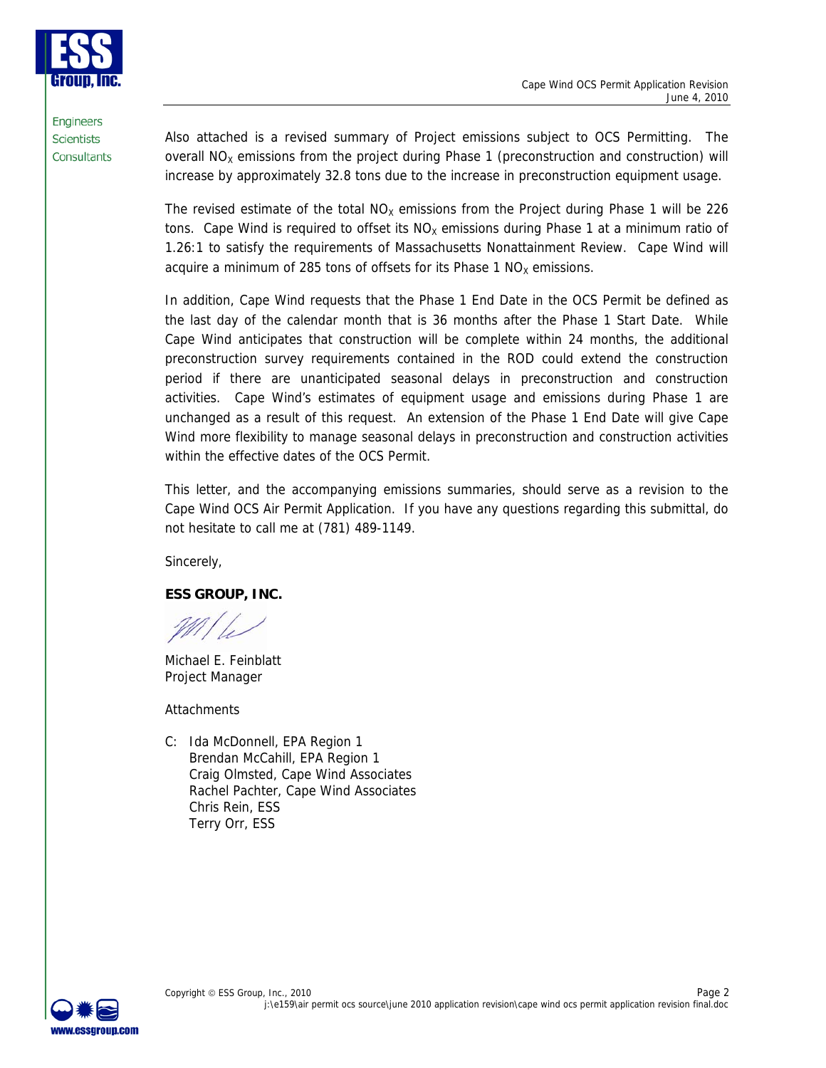Also attached is a revised summary of Project emissions subject to OCS Permitting. The overall $NO_X$ emissions from the project during Phase 1 (preconstruction and construction) will increase by approximately 32.8 tons due to the increase in preconstruction equipment usage.

The revised estimate of the total $NO_X$ emissions from the Project during Phase 1 will be 226 tons. Cape Wind is required to offset its $NO_X$ emissions during Phase 1 at a minimum ratio of 1.26:1 to satisfy the requirements of Massachusetts Nonattainment Review. Cape Wind will acquire a minimum of 285 tons of offsets for its Phase 1 $NO_X$ emissions.

In addition, Cape Wind requests that the Phase 1 End Date in the OCS Permit be defined as the last day of the calendar month that is 36 months after the Phase 1 Start Date. While Cape Wind anticipates that construction will be complete within 24 months, the additional preconstruction survey requirements contained in the ROD could extend the construction period if there are unanticipated seasonal delays in preconstruction and construction activities. Cape Wind's estimates of equipment usage and emissions during Phase 1 are unchanged as a result of this request. An extension of the Phase 1 End Date will give Cape Wind more flexibility to manage seasonal delays in preconstruction and construction activities within the effective dates of the OCS Permit.

This letter, and the accompanying emissions summaries, should serve as a revision to the Cape Wind OCS Air Permit Application. If you have any questions regarding this submittal, do not hesitate to call me at (781) 489-1149.

Sincerely,

**ESS GROUP, INC.**

Michael E. Feinblatt
Project Manager

Attachments

C: Ida McDonnell, EPA Region 1
Brendan McCahill, EPA Region 1
Craig Olmsted, Cape Wind Associates
Rachel Pachter, Cape Wind Associates
Chris Rein, ESS
Terry Orr, ESS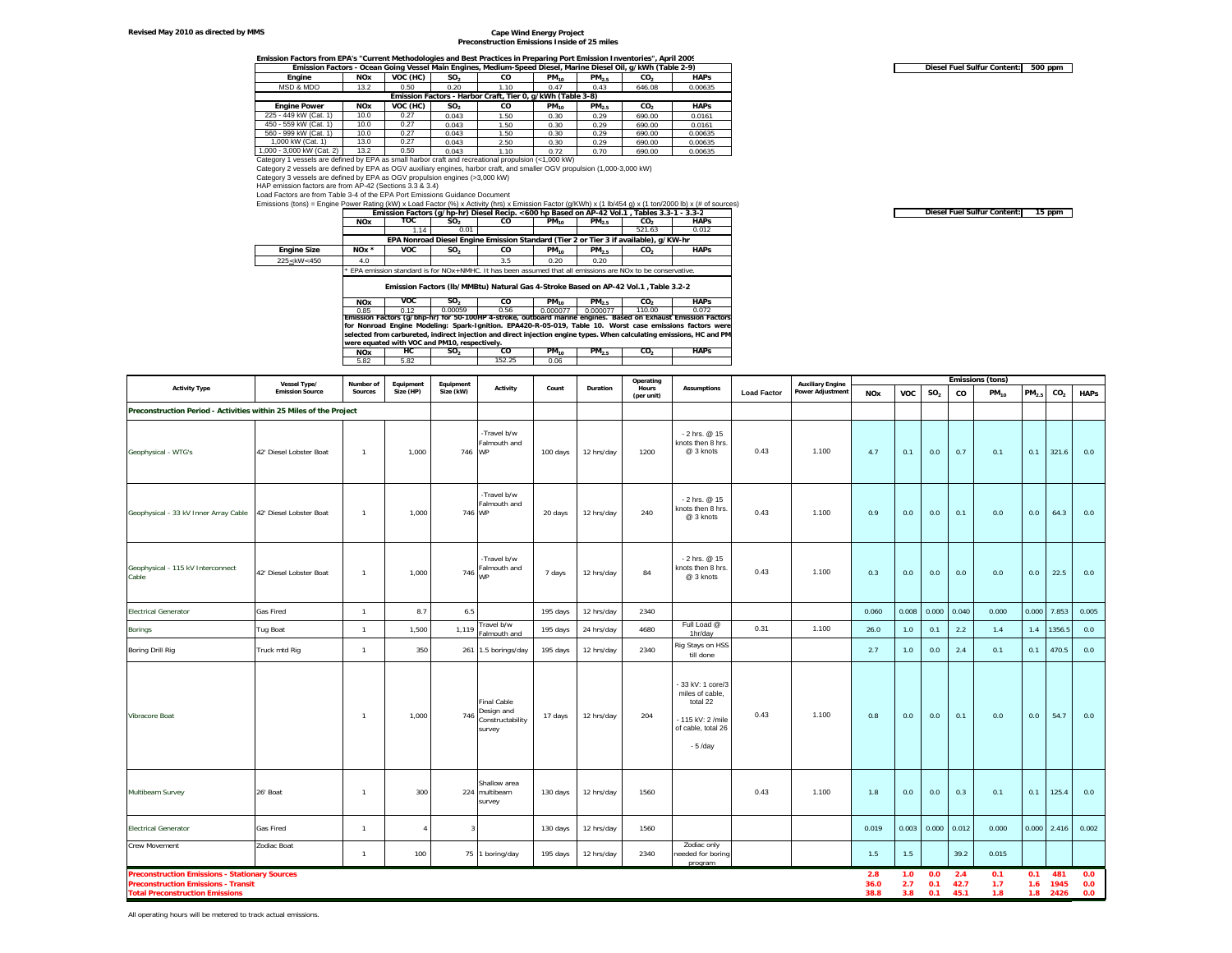Revised May 2010 as directed by MMS

# Cape Wind Energy Project
## Preconstruction Emissions Inside of 25 miles

**Emission Factors from EPA's "Current Methodologies and Best Practices in Preparing Port Emission Inventories", April 2009**

| Emission Factors - Ocean Going Vessel Main Engines, Medium-Speed Diesel, Marine Diesel Oil, g/kWh (Table 2-9) | | | | | | | | |
|---|---|---|---|---|---|---|---|---|
| Engine | NOx | VOC (HC) | $SO_2$ | CO | $PM_{10}$ | $PM_{2.5}$ | $CO_2$ | HAPs |
| MSD & MDO | 13.2 | 0.50 | 0.20 | 1.10 | 0.47 | 0.43 | 646.08 | 0.00635 |

| Emission Factors - Harbor Craft, Tier 0, g/kWh (Table 3-8) | | | | | | | | |
|---|---|---|---|---|---|---|---|---|
| Engine Power | NOx | VOC (HC) | $SO_2$ | CO | $PM_{10}$ | $PM_{2.5}$ | $CO_2$ | HAPs |
| 225 - 449 kW (Cat. 1) | 10.0 | 0.27 | 0.043 | 1.50 | 0.30 | 0.29 | 690.00 | 0.0161 |
| 450 - 559 kW (Cat. 1) | 10.0 | 0.27 | 0.043 | 1.50 | 0.30 | 0.29 | 690.00 | 0.0161 |
| 560 - 999 kW (Cat. 1) | 10.0 | 0.27 | 0.043 | 1.50 | 0.30 | 0.29 | 690.00 | 0.00635 |
| 1,000 kW (Cat. 1) | 13.0 | 0.27 | 0.043 | 2.50 | 0.30 | 0.29 | 690.00 | 0.00635 |
| 1,000 - 3,000 kW (Cat. 2) | 13.2 | 0.50 | 0.043 | 1.10 | 0.72 | 0.70 | 690.00 | 0.00635 |

Category 1 vessels are defined by EPA as small harbor craft and recreational propulsion (<1,000 kW)
Category 2 vessels are defined by EPA as OGV auxiliary engines, harbor craft, and smaller OGV propulsion (1,000-3,000 kW)
Category 3 vessels are defined by EPA as OGV propulsion engines (>3,000 kW)
HAP emission factors are from AP-42 (Sections 3.3 & 3.4)
Load Factors are from Table 3-4 of the EPA Port Emissions Guidance Document
Emissions (tons) = Engine Power Rating (kW) x Load Factor (%) x Activity (hrs) x Emission Factor (g/KWh) x (1 lb/454 g) x (1 ton/2000 lb) x (# of sources)

**Diesel Fuel Sulfur Content: 500 ppm**

| Emission Factors (g/hp-hr) Diesel Recip. <600 hp Based on AP-42 Vol.1 , Tables 3.3-1 - 3.3-2 | | | | | | | |
|---|---|---|---|---|---|---|---|
| NOx | TOC | $SO_2$ | CO | $PM_{10}$ | $PM_{2.5}$ | $CO_2$ | HAPs |
| | 1.14 | 0.01 | | | | 521.63 | 0.012 |

**Diesel Fuel Sulfur Content: 15 ppm**

| EPA Nonroad Diesel Engine Emission Standard (Tier 2 or Tier 3 if available), g/KW-hr | | | | | | | | |
|---|---|---|---|---|---|---|---|---|
| Engine Size | NOx * | VOC | $SO_2$ | CO | $PM_{10}$ | $PM_{2.5}$ | $CO_2$ | HAPs |
| 225≤kW<450 | 4.0 | | | 3.5 | 0.20 | 0.20 | | |

\* EPA emission standard is for NOx+NMHC. It has been assumed that all emissions are NOx to be conservative.

**Emission Factors (lb/MMBtu) Natural Gas 4-Stroke Based on AP-42 Vol.1 ,Table 3.2-2**

| NOx | VOC | $SO_2$ | CO | $PM_{10}$ | $PM_{2.5}$ | $CO_2$ | HAPs |
|---|---|---|---|---|---|---|---|
| 0.85 | 0.12 | 0.00059 | 0.56 | 0.000077 | 0.000077 | 110.00 | 0.072 |

**Emission Factors (g/bhp-hr) for 50-100HP 4-stroke, outboard marine engines. Based on Exhaust Emission Factors for Nonroad Engine Modeling: Spark-Ignition. EPA420-R-05-019, Table 10. Worst case emissions factors were selected from carbureted, indirect injection and direct injection engine types. When calculating emissions, HC and PM were equated with VOC and PM10, respectively.**

| NOx | HC | $SO_2$ | CO | $PM_{10}$ | $PM_{2.5}$ | $CO_2$ | HAPs |
|---|---|---|---|---|---|---|---|
| 5.82 | 5.82 | | 152.25 | 0.06 | | | |

| Activity Type | Vessel Type/ Emission Source | Number of Sources | Equipment Size (HP) | Equipment Size (kW) | Activity | Count | Duration | Operating Hours (per unit) | Assumptions | Load Factor | Auxiliary Engine Power Adjustment | Emissions (tons) NOx | VOC | $SO_2$ | CO | $PM_{10}$ | $PM_{2.5}$ | $CO_2$ | HAPs |
|---|---|---|---|---|---|---|---|---|---|---|---|---|---|---|---|---|---|---|---|
| **Preconstruction Period - Activities within 25 Miles of the Project** | | | | | | | | | | | | | | | | | | | |
| Geophysical - WTG's | 42' Diesel Lobster Boat | 1 | 1,000 | 746 | -Travel b/w Falmouth and WP | 100 days | 12 hrs/day | 1200 | - 2 hrs. @ 15 knots then 8 hrs. @ 3 knots | 0.43 | 1.100 | 4.7 | 0.1 | 0.0 | 0.7 | 0.1 | 0.1 | 321.6 | 0.0 |
| Geophysical - 33 kV Inner Array Cable | 42' Diesel Lobster Boat | 1 | 1,000 | 746 | -Travel b/w Falmouth and WP | 20 days | 12 hrs/day | 240 | - 2 hrs. @ 15 knots then 8 hrs. @ 3 knots | 0.43 | 1.100 | 0.9 | 0.0 | 0.0 | 0.1 | 0.0 | 0.0 | 64.3 | 0.0 |
| Geophysical - 115 kV Interconnect Cable | 42' Diesel Lobster Boat | 1 | 1,000 | 746 | -Travel b/w Falmouth and WP | 7 days | 12 hrs/day | 84 | - 2 hrs. @ 15 knots then 8 hrs. @ 3 knots | 0.43 | 1.100 | 0.3 | 0.0 | 0.0 | 0.0 | 0.0 | 0.0 | 22.5 | 0.0 |
| Electrical Generator | Gas Fired | 1 | 8.7 | 6.5 | | 195 days | 12 hrs/day | 2340 | | | | 0.060 | 0.008 | 0.000 | 0.040 | 0.000 | 0.000 | 7.853 | 0.005 |
| Borings | Tug Boat | 1 | 1,500 | 1,119 | Travel b/w Falmouth and | 195 days | 24 hrs/day | 4680 | Full Load @ 1hr/day | 0.31 | 1.100 | 26.0 | 1.0 | 0.1 | 2.2 | 1.4 | 1.4 | 1356.5 | 0.0 |
| Boring Drill Rig | Truck mtd Rig | 1 | 350 | 261 | 1.5 borings/day | 195 days | 12 hrs/day | 2340 | Rig Stays on HSS till done | | | 2.7 | 1.0 | 0.0 | 2.4 | 0.1 | 0.1 | 470.5 | 0.0 |
| Vibracore Boat | | 1 | 1,000 | 746 | Final Cable Design and Constructability survey | 17 days | 12 hrs/day | 204 | - 33 kV: 1 core/3 miles of cable, total 22 - 115 kV: 2 /mile of cable, total 26 - 5 /day | 0.43 | 1.100 | 0.8 | 0.0 | 0.0 | 0.1 | 0.0 | 0.0 | 54.7 | 0.0 |
| Multibeam Survey | 26' Boat | 1 | 300 | 224 | Shallow area multibeam survey | 130 days | 12 hrs/day | 1560 | | 0.43 | 1.100 | 1.8 | 0.0 | 0.0 | 0.3 | 0.1 | 0.1 | 125.4 | 0.0 |
| Electrical Generator | Gas Fired | 1 | 4 | 3 | | 130 days | 12 hrs/day | 1560 | | | | 0.019 | 0.003 | 0.000 | 0.012 | 0.000 | 0.000 | 2.416 | 0.002 |
| Crew Movement | Zodiac Boat | 1 | 100 | 75 | 1 boring/day | 195 days | 12 hrs/day | 2340 | Zodiac only needed for boring program | | | 1.5 | 1.5 | | 39.2 | 0.015 | | | |
| **Preconstruction Emissions - Stationary Sources** | | | | | | | | | | | | **2.8** | **1.0** | **0.0** | **2.4** | **0.1** | **0.1** | **481** | **0.0** |
| **Preconstruction Emissions - Transit** | | | | | | | | | | | | **36.0** | **2.7** | **0.1** | **42.7** | **1.7** | **1.6** | **1945** | **0.0** |
| **Total Preconstruction Emissions** | | | | | | | | | | | | **38.8** | **3.8** | **0.1** | **45.1** | **1.8** | **1.8** | **2426** | **0.0** |

All operating hours will be metered to track actual emissions.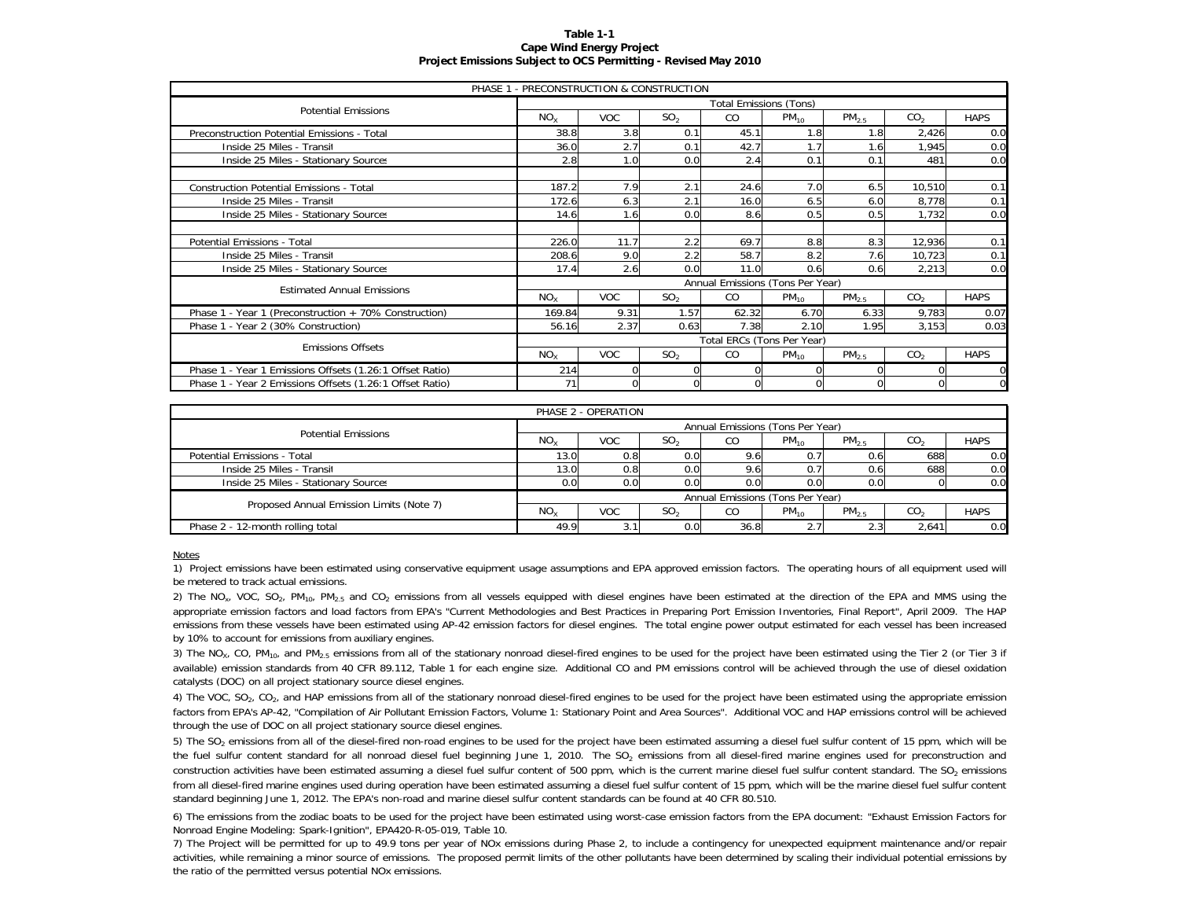**Table 1-1**
**Cape Wind Energy Project**
**Project Emissions Subject to OCS Permitting - Revised May 2010**

| PHASE 1 - PRECONSTRUCTION & CONSTRUCTION | | | | | | | | |
|---|---|---|---|---|---|---|---|---|
| Potential Emissions | Total Emissions (Tons) | | | | | | | |
| | $NO_X$ | VOC | $SO_2$ | CO | $PM_{10}$ | $PM_{2.5}$ | $CO_2$ | HAPS |
| Preconstruction Potential Emissions - Total | 38.8 | 3.8 | 0.1 | 45.1 | 1.8 | 1.8 | 2,426 | 0.0 |
| Inside 25 Miles - Transit | 36.0 | 2.7 | 0.1 | 42.7 | 1.7 | 1.6 | 1,945 | 0.0 |
| Inside 25 Miles - Stationary Sources | 2.8 | 1.0 | 0.0 | 2.4 | 0.1 | 0.1 | 481 | 0.0 |
| | | | | | | | | |
| Construction Potential Emissions - Total | 187.2 | 7.9 | 2.1 | 24.6 | 7.0 | 6.5 | 10,510 | 0.1 |
| Inside 25 Miles - Transit | 172.6 | 6.3 | 2.1 | 16.0 | 6.5 | 6.0 | 8,778 | 0.1 |
| Inside 25 Miles - Stationary Sources | 14.6 | 1.6 | 0.0 | 8.6 | 0.5 | 0.5 | 1,732 | 0.0 |
| | | | | | | | | |
| Potential Emissions - Total | 226.0 | 11.7 | 2.2 | 69.7 | 8.8 | 8.3 | 12,936 | 0.1 |
| Inside 25 Miles - Transit | 208.6 | 9.0 | 2.2 | 58.7 | 8.2 | 7.6 | 10,723 | 0.1 |
| Inside 25 Miles - Stationary Sources | 17.4 | 2.6 | 0.0 | 11.0 | 0.6 | 0.6 | 2,213 | 0.0 |
| Estimated Annual Emissions | Annual Emissions (Tons Per Year) | | | | | | | |
| | $NO_X$ | VOC | $SO_2$ | CO | $PM_{10}$ | $PM_{2.5}$ | $CO_2$ | HAPS |
| Phase 1 - Year 1 (Preconstruction + 70% Construction) | 169.84 | 9.31 | 1.57 | 62.32 | 6.70 | 6.33 | 9,783 | 0.07 |
| Phase 1 - Year 2 (30% Construction) | 56.16 | 2.37 | 0.63 | 7.38 | 2.10 | 1.95 | 3,153 | 0.03 |
| Emissions Offsets | Total ERCs (Tons Per Year) | | | | | | | |
| | $NO_X$ | VOC | $SO_2$ | CO | $PM_{10}$ | $PM_{2.5}$ | $CO_2$ | HAPS |
| Phase 1 - Year 1 Emissions Offsets (1.26:1 Offset Ratio) | 214 | 0 | 0 | 0 | 0 | 0 | 0 | 0 |
| Phase 1 - Year 2 Emissions Offsets (1.26:1 Offset Ratio) | 71 | 0 | 0 | 0 | 0 | 0 | 0 | 0 |

| PHASE 2 - OPERATION | | | | | | | | |
|---|---|---|---|---|---|---|---|---|
| Potential Emissions | Annual Emissions (Tons Per Year) | | | | | | | |
| | $NO_X$ | VOC | $SO_2$ | CO | $PM_{10}$ | $PM_{2.5}$ | $CO_2$ | HAPS |
| Potential Emissions - Total | 13.0 | 0.8 | 0.0 | 9.6 | 0.7 | 0.6 | 688 | 0.0 |
| Inside 25 Miles - Transit | 13.0 | 0.8 | 0.0 | 9.6 | 0.7 | 0.6 | 688 | 0.0 |
| Inside 25 Miles - Stationary Sources | 0.0 | 0.0 | 0.0 | 0.0 | 0.0 | 0.0 | 0 | 0.0 |
| Proposed Annual Emission Limits (Note 7) | Annual Emissions (Tons Per Year) | | | | | | | |
| | $NO_X$ | VOC | $SO_2$ | CO | $PM_{10}$ | $PM_{2.5}$ | $CO_2$ | HAPS |
| Phase 2 - 12-month rolling total | 49.9 | 3.1 | 0.0 | 36.8 | 2.7 | 2.3 | 2,641 | 0.0 |

Notes

1) Project emissions have been estimated using conservative equipment usage assumptions and EPA approved emission factors. The operating hours of all equipment used will be metered to track actual emissions.

2) The $NO_x$, VOC, $SO_2$, $PM_{10}$, $PM_{2.5}$ and $CO_2$ emissions from all vessels equipped with diesel engines have been estimated at the direction of the EPA and MMS using the appropriate emission factors and load factors from EPA's "Current Methodologies and Best Practices in Preparing Port Emission Inventories, Final Report", April 2009. The HAP emissions from these vessels have been estimated using AP-42 emission factors for diesel engines. The total engine power output estimated for each vessel has been increased by 10% to account for emissions from auxiliary engines.

3) The $NO_X$, CO, $PM_{10}$, and $PM_{2.5}$ emissions from all of the stationary nonroad diesel-fired engines to be used for the project have been estimated using the Tier 2 (or Tier 3 if available) emission standards from 40 CFR 89.112, Table 1 for each engine size. Additional CO and PM emissions control will be achieved through the use of diesel oxidation catalysts (DOC) on all project stationary source diesel engines.

4) The VOC, $SO_2$, $CO_2$, and HAP emissions from all of the stationary nonroad diesel-fired engines to be used for the project have been estimated using the appropriate emission factors from EPA's AP-42, "Compilation of Air Pollutant Emission Factors, Volume 1: Stationary Point and Area Sources". Additional VOC and HAP emissions control will be achieved through the use of DOC on all project stationary source diesel engines.

5) The $SO_2$ emissions from all of the diesel-fired non-road engines to be used for the project have been estimated assuming a diesel fuel sulfur content of 15 ppm, which will be the fuel sulfur content standard for all nonroad diesel fuel beginning June 1, 2010. The $SO_2$ emissions from all diesel-fired marine engines used for preconstruction and construction activities have been estimated assuming a diesel fuel sulfur content of 500 ppm, which is the current marine diesel fuel sulfur content standard. The $SO_2$ emissions from all diesel-fired marine engines used during operation have been estimated assuming a diesel fuel sulfur content of 15 ppm, which will be the marine diesel fuel sulfur content standard beginning June 1, 2012. The EPA's non-road and marine diesel sulfur content standards can be found at 40 CFR 80.510.

6) The emissions from the zodiac boats to be used for the project have been estimated using worst-case emission factors from the EPA document: "Exhaust Emission Factors for Nonroad Engine Modeling: Spark-Ignition", EPA420-R-05-019, Table 10.

7) The Project will be permitted for up to 49.9 tons per year of NOx emissions during Phase 2, to include a contingency for unexpected equipment maintenance and/or repair activities, while remaining a minor source of emissions. The proposed permit limits of the other pollutants have been determined by scaling their individual potential emissions by the ratio of the permitted versus potential NOx emissions.